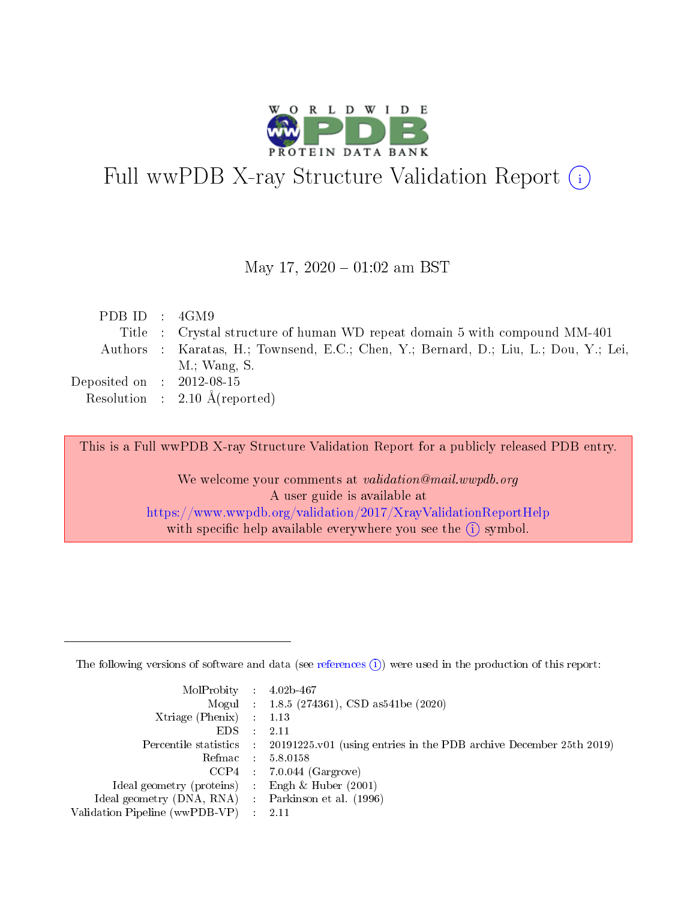# Full wwPDB X-ray Structure Validation Report (i)

May 17, 2020 – 01:02 am BST

| | | |
|---|---|---|
| PDB ID | : | 4GM9 |
| Title | : | Crystal structure of human WD repeat domain 5 with compound MM-401 |
| Authors | : | Karatas, H.; Townsend, E.C.; Chen, Y.; Bernard, D.; Liu, L.; Dou, Y.; Lei, M.; Wang, S. |
| Deposited on | : | 2012-08-15 |
| Resolution | : | 2.10 Å(reported) |

This is a Full wwPDB X-ray Structure Validation Report for a publicly released PDB entry.

We welcome your comments at *validation@mail.wwpdb.org*
A user guide is available at
https://www.wwpdb.org/validation/2017/XrayValidationReportHelp
with specific help available everywhere you see the (i) symbol.

---

The following versions of software and data (see references (i)) were used in the production of this report:

| | | |
|---|---|---|
| MolProbity | : | 4.02b-467 |
| Mogul | : | 1.8.5 (274361), CSD as541be (2020) |
| Xtriage (Phenix) | : | 1.13 |
| EDS | : | 2.11 |
| Percentile statistics | : | 20191225.v01 (using entries in the PDB archive December 25th 2019) |
| Refmac | : | 5.8.0158 |
| CCP4 | : | 7.0.044 (Gargrove) |
| Ideal geometry (proteins) | : | Engh & Huber (2001) |
| Ideal geometry (DNA, RNA) | : | Parkinson et al. (1996) |
| Validation Pipeline (wwPDB-VP) | : | 2.11 |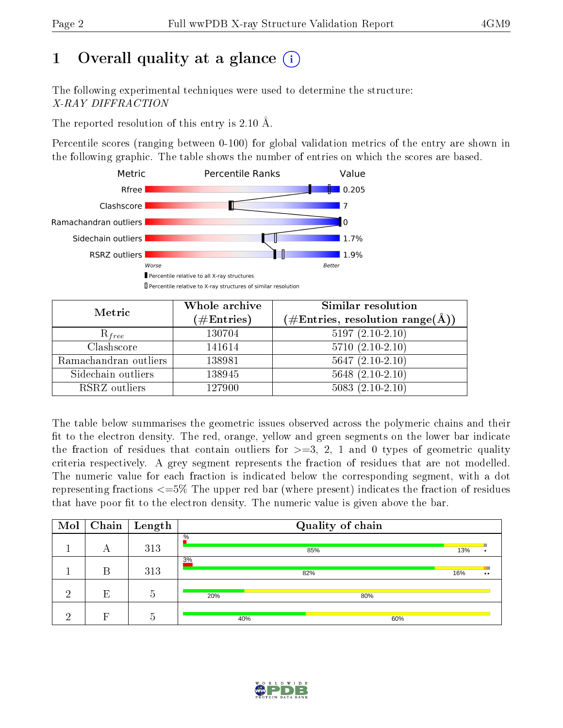# 1 Overall quality at a glance

The following experimental techniques were used to determine the structure: *X-RAY DIFFRACTION*

The reported resolution of this entry is 2.10 Å.

Percentile scores (ranging between 0-100) for global validation metrics of the entry are shown in the following graphic. The table shows the number of entries on which the scores are based.

| Metric | Value |
|---|---|
| Rfree | 0.205 |
| Clashscore | 7 |
| Ramachandran outliers | 0 |
| Sidechain outliers | 1.7% |
| RSRZ outliers | 1.9% |

Worse — Better

▮ Percentile relative to all X-ray structures
▯ Percentile relative to X-ray structures of similar resolution

| Metric | Whole archive (#Entries) | Similar resolution (#Entries, resolution range(Å)) |
|---|---|---|
| $R_{free}$ | 130704 | 5197 (2.10-2.10) |
| Clashscore | 141614 | 5710 (2.10-2.10) |
| Ramachandran outliers | 138981 | 5647 (2.10-2.10) |
| Sidechain outliers | 138945 | 5648 (2.10-2.10) |
| RSRZ outliers | 127900 | 5083 (2.10-2.10) |

The table below summarises the geometric issues observed across the polymeric chains and their fit to the electron density. The red, orange, yellow and green segments on the lower bar indicate the fraction of residues that contain outliers for >=3, 2, 1 and 0 types of geometric quality criteria respectively. A grey segment represents the fraction of residues that are not modelled. The numeric value for each fraction is indicated below the corresponding segment, with a dot representing fractions <=5% The upper red bar (where present) indicates the fraction of residues that have poor fit to the electron density. The numeric value is given above the bar.

| Mol | Chain | Length | Quality of chain |
|---|---|---|---|
| 1 | A | 313 | % / 85% / 13% / • |
| 1 | B | 313 | 3% / 82% / 16% / •• |
| 2 | E | 5 | 20% / 80% |
| 2 | F | 5 | 40% / 60% |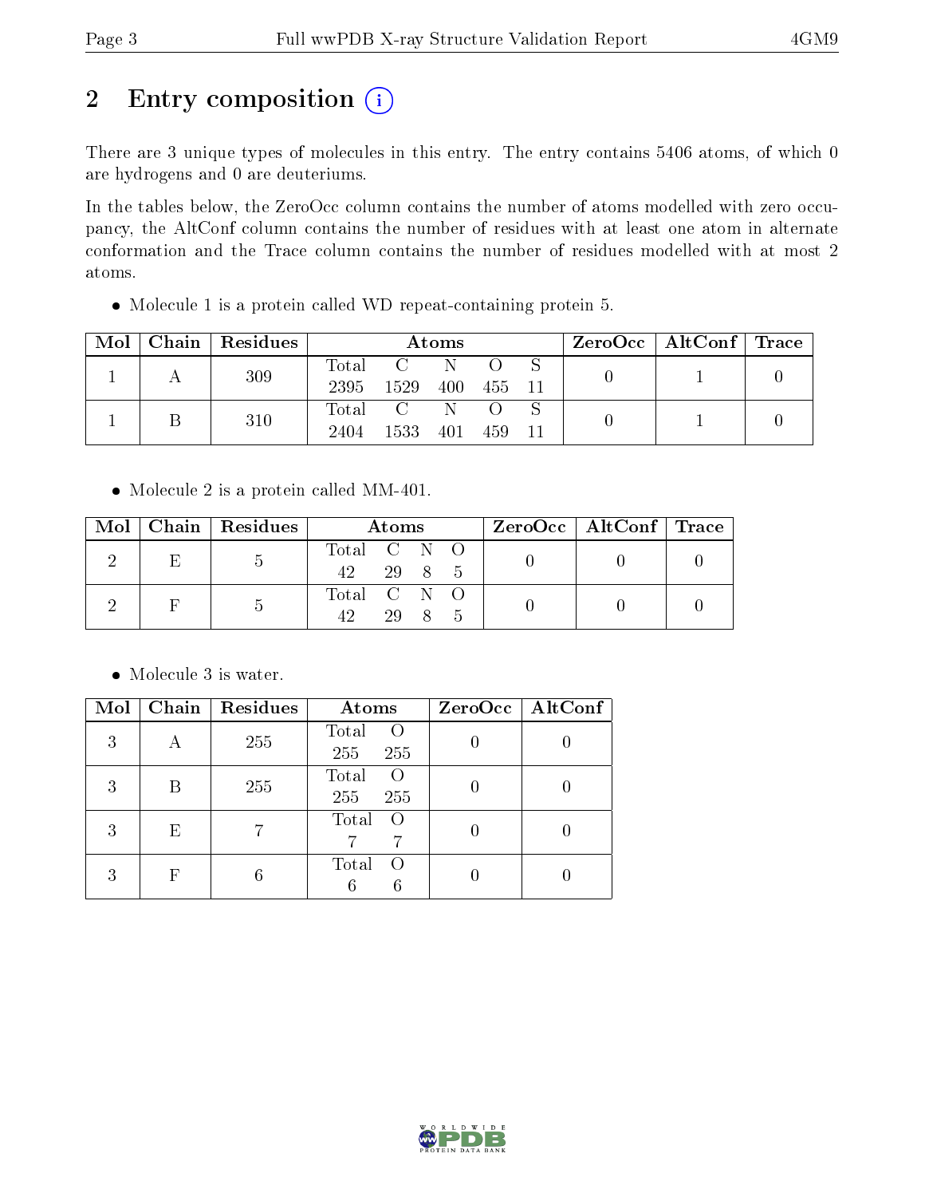# 2 Entry composition

There are 3 unique types of molecules in this entry. The entry contains 5406 atoms, of which 0 are hydrogens and 0 are deuteriums.

In the tables below, the ZeroOcc column contains the number of atoms modelled with zero occupancy, the AltConf column contains the number of residues with at least one atom in alternate conformation and the Trace column contains the number of residues modelled with at most 2 atoms.

- Molecule 1 is a protein called WD repeat-containing protein 5.

| Mol | Chain | Residues | Atoms | | | | | ZeroOcc | AltConf | Trace |
|---|---|---|---|---|---|---|---|---|---|---|
| 1 | A | 309 | Total 2395 | C 1529 | N 400 | O 455 | S 11 | 0 | 1 | 0 |
| 1 | B | 310 | Total 2404 | C 1533 | N 401 | O 459 | S 11 | 0 | 1 | 0 |

- Molecule 2 is a protein called MM-401.

| Mol | Chain | Residues | Atoms | | | | ZeroOcc | AltConf | Trace |
|---|---|---|---|---|---|---|---|---|---|
| 2 | E | 5 | Total 42 | C 29 | N 8 | O 5 | 0 | 0 | 0 |
| 2 | F | 5 | Total 42 | C 29 | N 8 | O 5 | 0 | 0 | 0 |

- Molecule 3 is water.

| Mol | Chain | Residues | Atoms | | ZeroOcc | AltConf |
|---|---|---|---|---|---|---|
| 3 | A | 255 | Total 255 | O 255 | 0 | 0 |
| 3 | B | 255 | Total 255 | O 255 | 0 | 0 |
| 3 | E | 7 | Total 7 | O 7 | 0 | 0 |
| 3 | F | 6 | Total 6 | O 6 | 0 | 0 |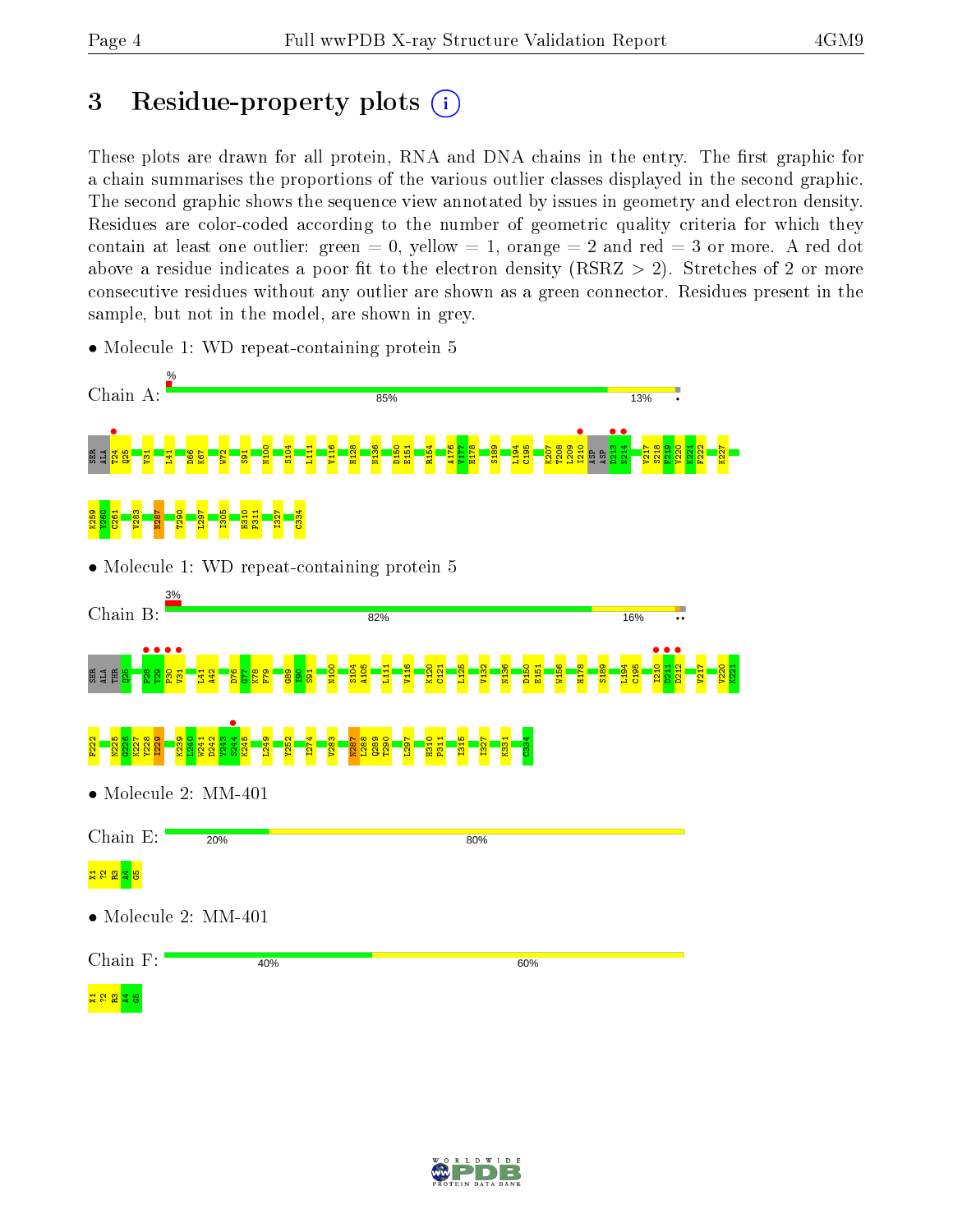# 3 Residue-property plots

These plots are drawn for all protein, RNA and DNA chains in the entry. The first graphic for a chain summarises the proportions of the various outlier classes displayed in the second graphic. The second graphic shows the sequence view annotated by issues in geometry and electron density. Residues are color-coded according to the number of geometric quality criteria for which they contain at least one outlier: green = 0, yellow = 1, orange = 2 and red = 3 or more. A red dot above a residue indicates a poor fit to the electron density (RSRZ > 2). Stretches of 2 or more consecutive residues without any outlier are shown as a green connector. Residues present in the sample, but not in the model, are shown in grey.

- Molecule 1: WD repeat-containing protein 5

Chain A: % 85% 13%

SER ALA THR Q25 V31 L41 D66 K67 W72 S91 N100 S104 L111 V116 H128 N136 D150 E151 R154 A176 V177 H178 S189 L194 C195 K207 T208 L209 I210 ASP ASP D213 N214 V217 S218 F219 V220 K221 F222 K227 K259 V260 C261 V283 N287 T290 L297 I305 H310 P311 I327 C334

- Molecule 1: WD repeat-containing protein 5

Chain B: 3% 82% 16%

SER ALA THR Q25 P28 T29 P30 V31 L41 A42 D76 G77 K78 F79 G89 I90 S91 N100 S104 A105 L111 V116 K120 C121 L125 V132 N136 D150 E151 W156 H178 S189 L194 C195 I210 D211 D212 V217 V220 K221 F222 N225 G226 K227 Y228 I229 K239 L240 W241 D242 Y243 S244 K245 L249 Y252 I274 V283 N287 L288 Q289 T290 L297 H310 P311 I315 I327 K331 C334

- Molecule 2: MM-401

Chain E: 20% 80%

X1 ?2 R3 A4 G5

- Molecule 2: MM-401

Chain F: 40% 60%

X1 ?2 R3 A4 G5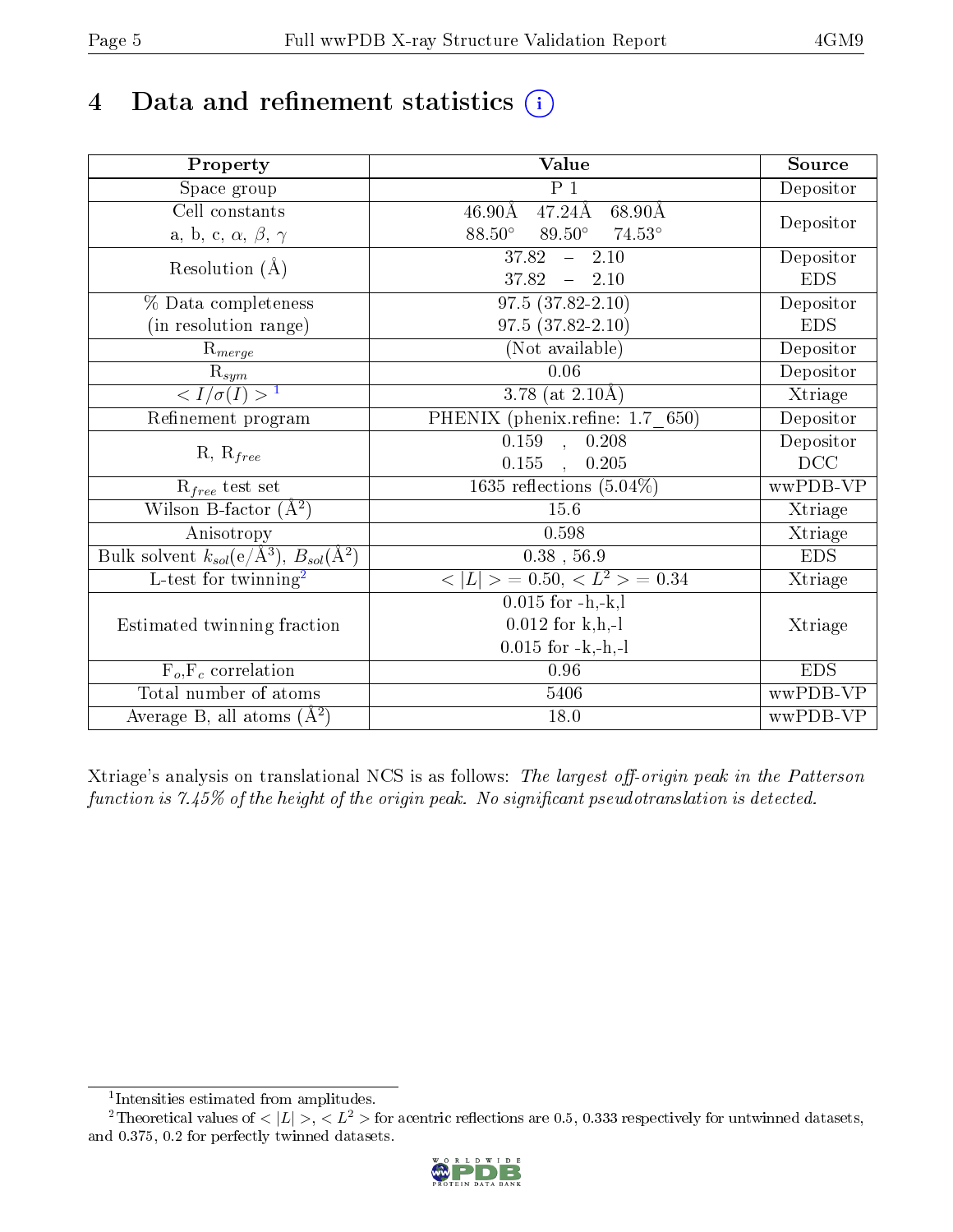# 4 Data and refinement statistics (i)

| Property | Value | Source |
|---|---|---|
| Space group | P 1 | Depositor |
| Cell constants<br>a, b, c, $\alpha$, $\beta$, $\gamma$ | 46.90Å 47.24Å 68.90Å<br>88.50° 89.50° 74.53° | Depositor |
| Resolution (Å) | 37.82 – 2.10<br>37.82 – 2.10 | Depositor<br>EDS |
| % Data completeness<br>(in resolution range) | 97.5 (37.82-2.10)<br>97.5 (37.82-2.10) | Depositor<br>EDS |
| $R_{merge}$ | (Not available) | Depositor |
| $R_{sym}$ | 0.06 | Depositor |
| $< I/\sigma(I) >$ [1] | 3.78 (at 2.10Å) | Xtriage |
| Refinement program | PHENIX (phenix.refine: 1.7_650) | Depositor |
| R, $R_{free}$ | 0.159 , 0.208<br>0.155 , 0.205 | Depositor<br>DCC |
| $R_{free}$ test set | 1635 reflections (5.04%) | wwPDB-VP |
| Wilson B-factor (Å$^2$) | 15.6 | Xtriage |
| Anisotropy | 0.598 | Xtriage |
| Bulk solvent $k_{sol}$(e/Å$^3$), $B_{sol}$(Å$^2$) | 0.38 , 56.9 | EDS |
| L-test for twinning[2] | $< \|L\| > = 0.50$, $< L^2 > = 0.34$ | Xtriage |
| Estimated twinning fraction | 0.015 for -h,-k,l<br>0.012 for k,h,-l<br>0.015 for -k,-h,-l | Xtriage |
| $F_o$,$F_c$ correlation | 0.96 | EDS |
| Total number of atoms | 5406 | wwPDB-VP |
| Average B, all atoms (Å$^2$) | 18.0 | wwPDB-VP |

Xtriage's analysis on translational NCS is as follows: *The largest off-origin peak in the Patterson function is 7.45% of the height of the origin peak. No significant pseudotranslation is detected.*

[1] Intensities estimated from amplitudes.

[2] Theoretical values of $< |L| >$, $< L^2 >$ for acentric reflections are 0.5, 0.333 respectively for untwinned datasets, and 0.375, 0.2 for perfectly twinned datasets.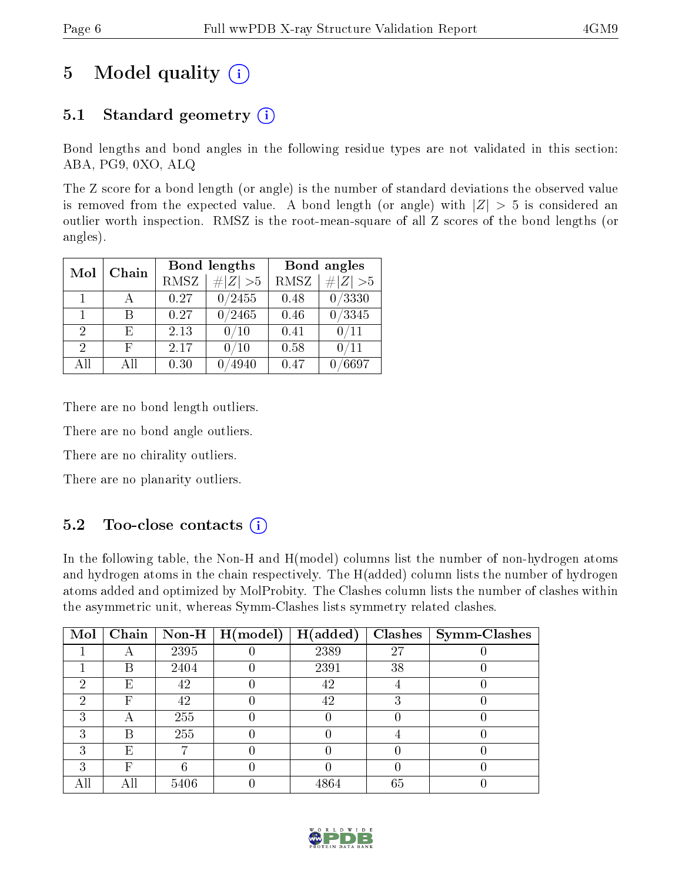# 5 Model quality

## 5.1 Standard geometry

Bond lengths and bond angles in the following residue types are not validated in this section: ABA, PG9, 0XO, ALQ

The Z score for a bond length (or angle) is the number of standard deviations the observed value is removed from the expected value. A bond length (or angle) with $|Z| > 5$ is considered an outlier worth inspection. RMSZ is the root-mean-square of all Z scores of the bond lengths (or angles).

| Mol | Chain | Bond lengths | | Bond angles | |
|---|---|---|---|---|---|
| | | RMSZ | #\|Z\| >5 | RMSZ | #\|Z\| >5 |
| 1 | A | 0.27 | 0/2455 | 0.48 | 0/3330 |
| 1 | B | 0.27 | 0/2465 | 0.46 | 0/3345 |
| 2 | E | 2.13 | 0/10 | 0.41 | 0/11 |
| 2 | F | 2.17 | 0/10 | 0.58 | 0/11 |
| All | All | 0.30 | 0/4940 | 0.47 | 0/6697 |

There are no bond length outliers.

There are no bond angle outliers.

There are no chirality outliers.

There are no planarity outliers.

## 5.2 Too-close contacts

In the following table, the Non-H and H(model) columns list the number of non-hydrogen atoms and hydrogen atoms in the chain respectively. The H(added) column lists the number of hydrogen atoms added and optimized by MolProbity. The Clashes column lists the number of clashes within the asymmetric unit, whereas Symm-Clashes lists symmetry related clashes.

| Mol | Chain | Non-H | H(model) | H(added) | Clashes | Symm-Clashes |
|---|---|---|---|---|---|---|
| 1 | A | 2395 | 0 | 2389 | 27 | 0 |
| 1 | B | 2404 | 0 | 2391 | 38 | 0 |
| 2 | E | 42 | 0 | 42 | 4 | 0 |
| 2 | F | 42 | 0 | 42 | 3 | 0 |
| 3 | A | 255 | 0 | 0 | 0 | 0 |
| 3 | B | 255 | 0 | 0 | 4 | 0 |
| 3 | E | 7 | 0 | 0 | 0 | 0 |
| 3 | F | 6 | 0 | 0 | 0 | 0 |
| All | All | 5406 | 0 | 4864 | 65 | 0 |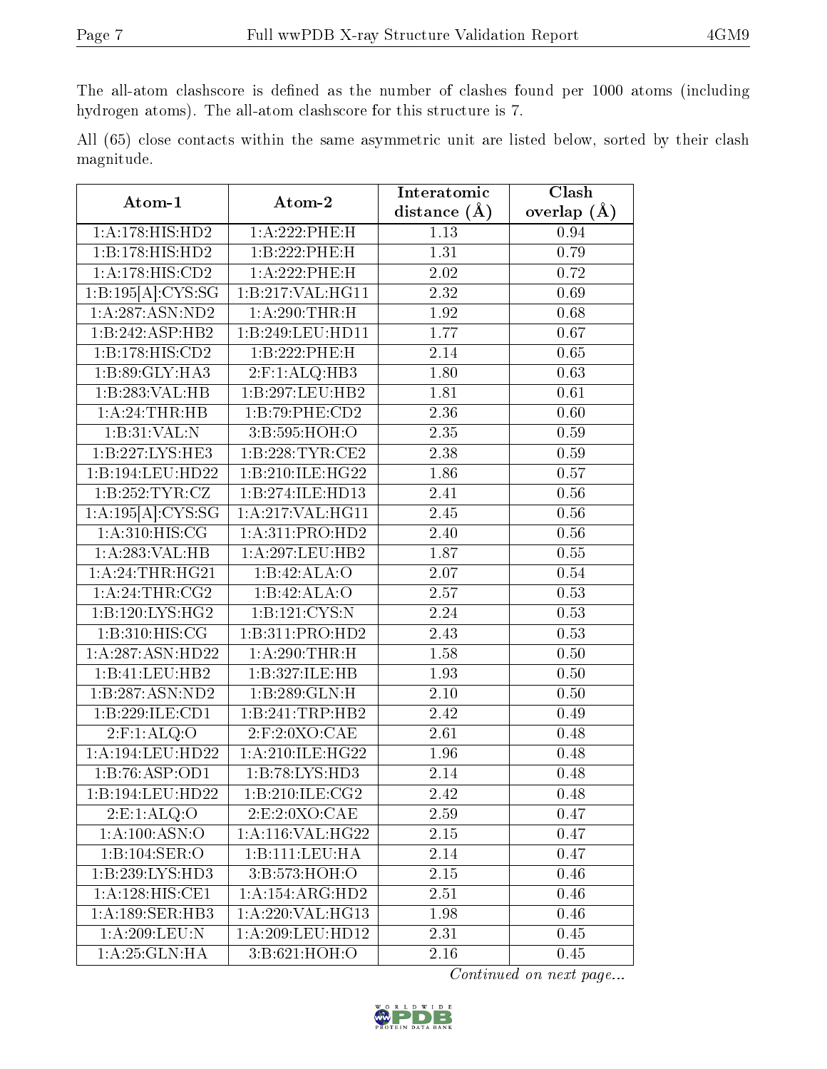The all-atom clashscore is defined as the number of clashes found per 1000 atoms (including hydrogen atoms). The all-atom clashscore for this structure is 7.

All (65) close contacts within the same asymmetric unit are listed below, sorted by their clash magnitude.

| Atom-1 | Atom-2 | Interatomic distance (Å) | Clash overlap (Å) |
|---|---|---|---|
| 1:A:178:HIS:HD2 | 1:A:222:PHE:H | 1.13 | 0.94 |
| 1:B:178:HIS:HD2 | 1:B:222:PHE:H | 1.31 | 0.79 |
| 1:A:178:HIS:CD2 | 1:A:222:PHE:H | 2.02 | 0.72 |
| 1:B:195[A]:CYS:SG | 1:B:217:VAL:HG11 | 2.32 | 0.69 |
| 1:A:287:ASN:ND2 | 1:A:290:THR:H | 1.92 | 0.68 |
| 1:B:242:ASP:HB2 | 1:B:249:LEU:HD11 | 1.77 | 0.67 |
| 1:B:178:HIS:CD2 | 1:B:222:PHE:H | 2.14 | 0.65 |
| 1:B:89:GLY:HA3 | 2:F:1:ALQ:HB3 | 1.80 | 0.63 |
| 1:B:283:VAL:HB | 1:B:297:LEU:HB2 | 1.81 | 0.61 |
| 1:A:24:THR:HB | 1:B:79:PHE:CD2 | 2.36 | 0.60 |
| 1:B:31:VAL:N | 3:B:595:HOH:O | 2.35 | 0.59 |
| 1:B:227:LYS:HE3 | 1:B:228:TYR:CE2 | 2.38 | 0.59 |
| 1:B:194:LEU:HD22 | 1:B:210:ILE:HG22 | 1.86 | 0.57 |
| 1:B:252:TYR:CZ | 1:B:274:ILE:HD13 | 2.41 | 0.56 |
| 1:A:195[A]:CYS:SG | 1:A:217:VAL:HG11 | 2.45 | 0.56 |
| 1:A:310:HIS:CG | 1:A:311:PRO:HD2 | 2.40 | 0.56 |
| 1:A:283:VAL:HB | 1:A:297:LEU:HB2 | 1.87 | 0.55 |
| 1:A:24:THR:HG21 | 1:B:42:ALA:O | 2.07 | 0.54 |
| 1:A:24:THR:CG2 | 1:B:42:ALA:O | 2.57 | 0.53 |
| 1:B:120:LYS:HG2 | 1:B:121:CYS:N | 2.24 | 0.53 |
| 1:B:310:HIS:CG | 1:B:311:PRO:HD2 | 2.43 | 0.53 |
| 1:A:287:ASN:HD22 | 1:A:290:THR:H | 1.58 | 0.50 |
| 1:B:41:LEU:HB2 | 1:B:327:ILE:HB | 1.93 | 0.50 |
| 1:B:287:ASN:ND2 | 1:B:289:GLN:H | 2.10 | 0.50 |
| 1:B:229:ILE:CD1 | 1:B:241:TRP:HB2 | 2.42 | 0.49 |
| 2:F:1:ALQ:O | 2:F:2:0XO:CAE | 2.61 | 0.48 |
| 1:A:194:LEU:HD22 | 1:A:210:ILE:HG22 | 1.96 | 0.48 |
| 1:B:76:ASP:OD1 | 1:B:78:LYS:HD3 | 2.14 | 0.48 |
| 1:B:194:LEU:HD22 | 1:B:210:ILE:CG2 | 2.42 | 0.48 |
| 2:E:1:ALQ:O | 2:E:2:0XO:CAE | 2.59 | 0.47 |
| 1:A:100:ASN:O | 1:A:116:VAL:HG22 | 2.15 | 0.47 |
| 1:B:104:SER:O | 1:B:111:LEU:HA | 2.14 | 0.47 |
| 1:B:239:LYS:HD3 | 3:B:573:HOH:O | 2.15 | 0.46 |
| 1:A:128:HIS:CE1 | 1:A:154:ARG:HD2 | 2.51 | 0.46 |
| 1:A:189:SER:HB3 | 1:A:220:VAL:HG13 | 1.98 | 0.46 |
| 1:A:209:LEU:N | 1:A:209:LEU:HD12 | 2.31 | 0.45 |
| 1:A:25:GLN:HA | 3:B:621:HOH:O | 2.16 | 0.45 |

*Continued on next page...*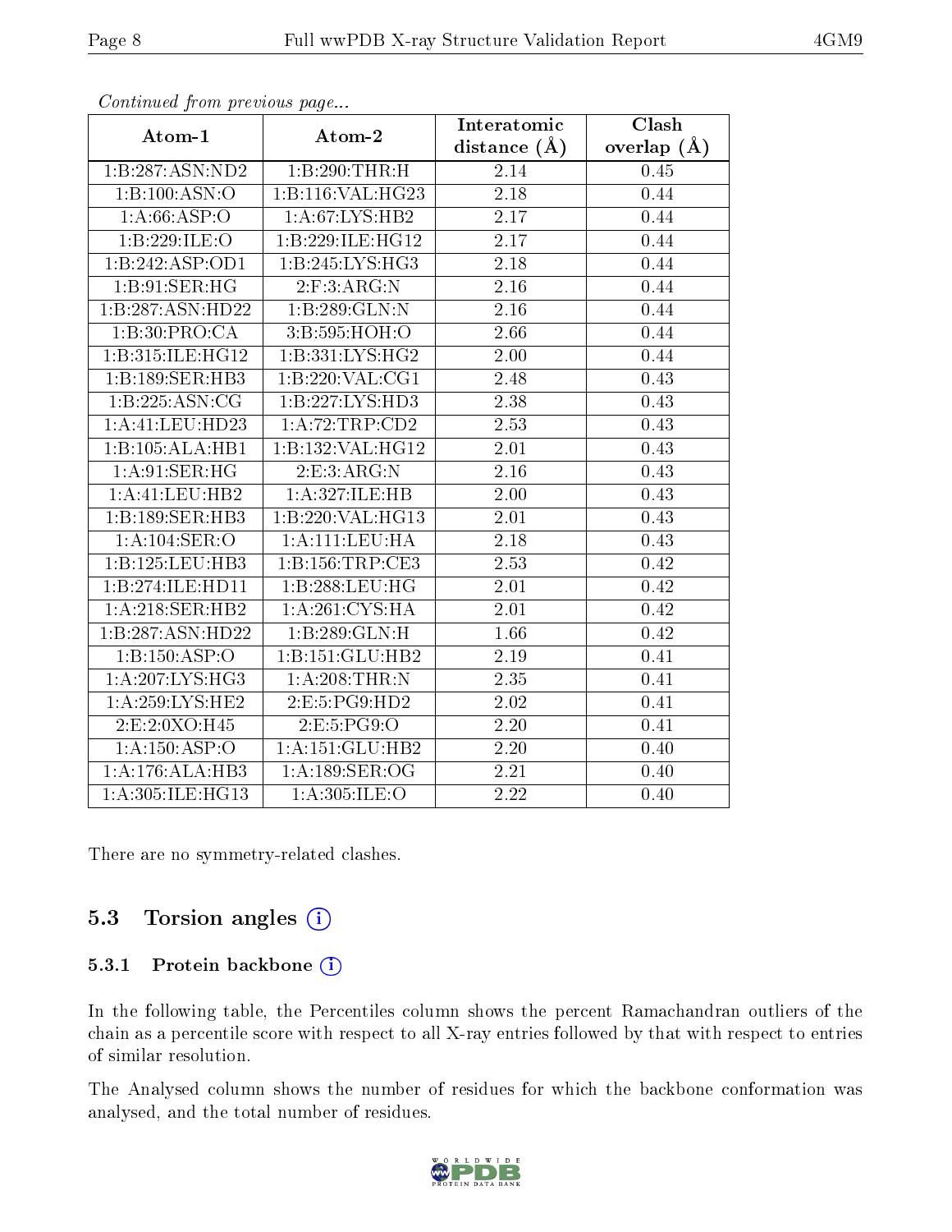*Continued from previous page...*

| Atom-1 | Atom-2 | Interatomic distance (Å) | Clash overlap (Å) |
|---|---|---|---|
| 1:B:287:ASN:ND2 | 1:B:290:THR:H | 2.14 | 0.45 |
| 1:B:100:ASN:O | 1:B:116:VAL:HG23 | 2.18 | 0.44 |
| 1:A:66:ASP:O | 1:A:67:LYS:HB2 | 2.17 | 0.44 |
| 1:B:229:ILE:O | 1:B:229:ILE:HG12 | 2.17 | 0.44 |
| 1:B:242:ASP:OD1 | 1:B:245:LYS:HG3 | 2.18 | 0.44 |
| 1:B:91:SER:HG | 2:F:3:ARG:N | 2.16 | 0.44 |
| 1:B:287:ASN:HD22 | 1:B:289:GLN:N | 2.16 | 0.44 |
| 1:B:30:PRO:CA | 3:B:595:HOH:O | 2.66 | 0.44 |
| 1:B:315:ILE:HG12 | 1:B:331:LYS:HG2 | 2.00 | 0.44 |
| 1:B:189:SER:HB3 | 1:B:220:VAL:CG1 | 2.48 | 0.43 |
| 1:B:225:ASN:CG | 1:B:227:LYS:HD3 | 2.38 | 0.43 |
| 1:A:41:LEU:HD23 | 1:A:72:TRP:CD2 | 2.53 | 0.43 |
| 1:B:105:ALA:HB1 | 1:B:132:VAL:HG12 | 2.01 | 0.43 |
| 1:A:91:SER:HG | 2:E:3:ARG:N | 2.16 | 0.43 |
| 1:A:41:LEU:HB2 | 1:A:327:ILE:HB | 2.00 | 0.43 |
| 1:B:189:SER:HB3 | 1:B:220:VAL:HG13 | 2.01 | 0.43 |
| 1:A:104:SER:O | 1:A:111:LEU:HA | 2.18 | 0.43 |
| 1:B:125:LEU:HB3 | 1:B:156:TRP:CE3 | 2.53 | 0.42 |
| 1:B:274:ILE:HD11 | 1:B:288:LEU:HG | 2.01 | 0.42 |
| 1:A:218:SER:HB2 | 1:A:261:CYS:HA | 2.01 | 0.42 |
| 1:B:287:ASN:HD22 | 1:B:289:GLN:H | 1.66 | 0.42 |
| 1:B:150:ASP:O | 1:B:151:GLU:HB2 | 2.19 | 0.41 |
| 1:A:207:LYS:HG3 | 1:A:208:THR:N | 2.35 | 0.41 |
| 1:A:259:LYS:HE2 | 2:E:5:PG9:HD2 | 2.02 | 0.41 |
| 2:E:2:0XO:H45 | 2:E:5:PG9:O | 2.20 | 0.41 |
| 1:A:150:ASP:O | 1:A:151:GLU:HB2 | 2.20 | 0.40 |
| 1:A:176:ALA:HB3 | 1:A:189:SER:OG | 2.21 | 0.40 |
| 1:A:305:ILE:HG13 | 1:A:305:ILE:O | 2.22 | 0.40 |

There are no symmetry-related clashes.

## 5.3 Torsion angles

### 5.3.1 Protein backbone

In the following table, the Percentiles column shows the percent Ramachandran outliers of the chain as a percentile score with respect to all X-ray entries followed by that with respect to entries of similar resolution.

The Analysed column shows the number of residues for which the backbone conformation was analysed, and the total number of residues.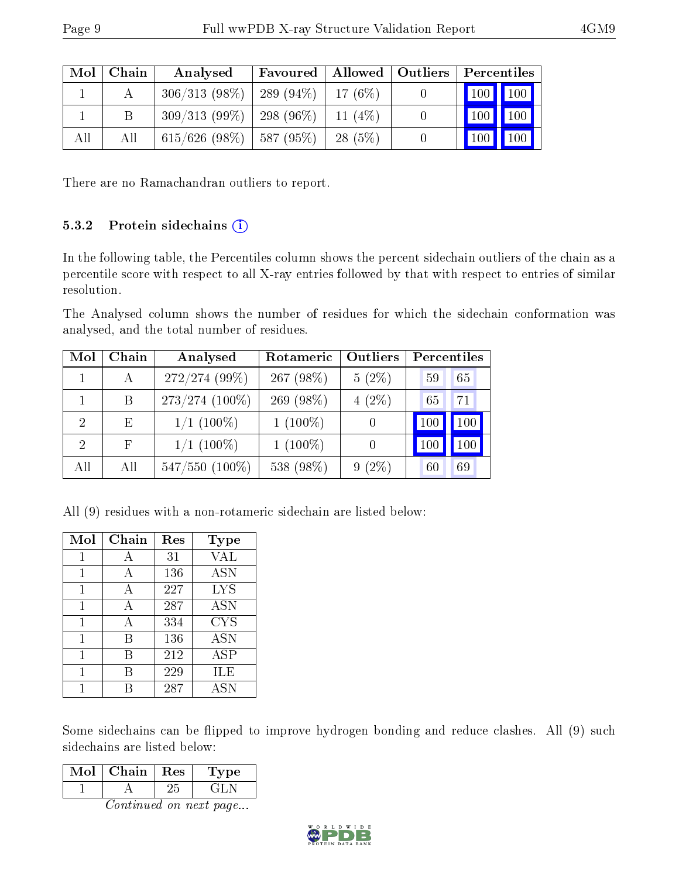| Mol | Chain | Analysed | Favoured | Allowed | Outliers | Percentiles | |
|---|---|---|---|---|---|---|---|
| 1 | A | 306/313 (98%) | 289 (94%) | 17 (6%) | 0 | 100 | 100 |
| 1 | B | 309/313 (99%) | 298 (96%) | 11 (4%) | 0 | 100 | 100 |
| All | All | 615/626 (98%) | 587 (95%) | 28 (5%) | 0 | 100 | 100 |

There are no Ramachandran outliers to report.

### 5.3.2 Protein sidechains

In the following table, the Percentiles column shows the percent sidechain outliers of the chain as a percentile score with respect to all X-ray entries followed by that with respect to entries of similar resolution.

The Analysed column shows the number of residues for which the sidechain conformation was analysed, and the total number of residues.

| Mol | Chain | Analysed | Rotameric | Outliers | Percentiles | |
|---|---|---|---|---|---|---|
| 1 | A | 272/274 (99%) | 267 (98%) | 5 (2%) | 59 | 65 |
| 1 | B | 273/274 (100%) | 269 (98%) | 4 (2%) | 65 | 71 |
| 2 | E | 1/1 (100%) | 1 (100%) | 0 | 100 | 100 |
| 2 | F | 1/1 (100%) | 1 (100%) | 0 | 100 | 100 |
| All | All | 547/550 (100%) | 538 (98%) | 9 (2%) | 60 | 69 |

All (9) residues with a non-rotameric sidechain are listed below:

| Mol | Chain | Res | Type |
|---|---|---|---|
| 1 | A | 31 | VAL |
| 1 | A | 136 | ASN |
| 1 | A | 227 | LYS |
| 1 | A | 287 | ASN |
| 1 | A | 334 | CYS |
| 1 | B | 136 | ASN |
| 1 | B | 212 | ASP |
| 1 | B | 229 | ILE |
| 1 | B | 287 | ASN |

Some sidechains can be flipped to improve hydrogen bonding and reduce clashes. All (9) such sidechains are listed below:

| Mol | Chain | Res | Type |
|---|---|---|---|
| 1 | A | 25 | GLN |

*Continued on next page...*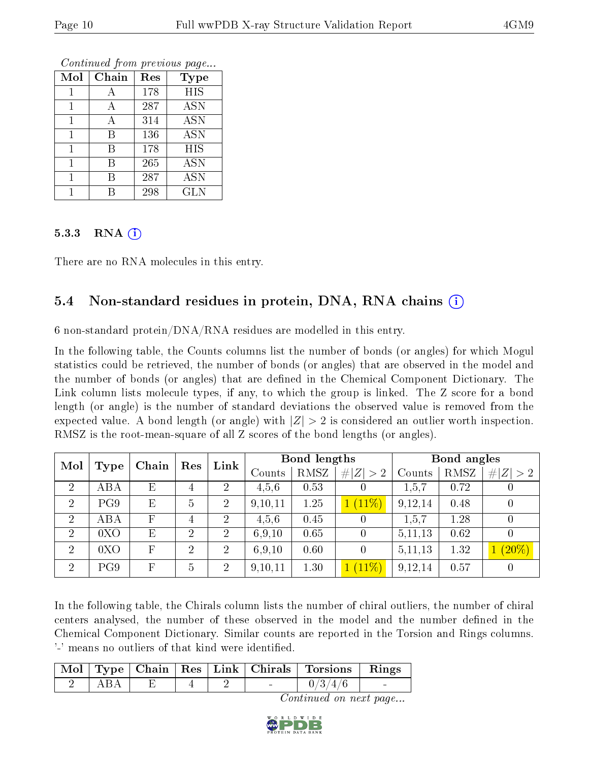*Continued from previous page...*

| Mol | Chain | Res | Type |
|---|---|---|---|
| 1 | A | 178 | HIS |
| 1 | A | 287 | ASN |
| 1 | A | 314 | ASN |
| 1 | B | 136 | ASN |
| 1 | B | 178 | HIS |
| 1 | B | 265 | ASN |
| 1 | B | 287 | ASN |
| 1 | B | 298 | GLN |

### 5.3.3 RNA

There are no RNA molecules in this entry.

## 5.4 Non-standard residues in protein, DNA, RNA chains

6 non-standard protein/DNA/RNA residues are modelled in this entry.

In the following table, the Counts columns list the number of bonds (or angles) for which Mogul statistics could be retrieved, the number of bonds (or angles) that are observed in the model and the number of bonds (or angles) that are defined in the Chemical Component Dictionary. The Link column lists molecule types, if any, to which the group is linked. The Z score for a bond length (or angle) is the number of standard deviations the observed value is removed from the expected value. A bond length (or angle) with $|Z| > 2$ is considered an outlier worth inspection. RMSZ is the root-mean-square of all Z scores of the bond lengths (or angles).

| Mol | Type | Chain | Res | Link | Bond lengths | | | Bond angles | | |
|---|---|---|---|---|---|---|---|---|---|---|
| | | | | | Counts | RMSZ | $\#\|Z\| > 2$ | Counts | RMSZ | $\#\|Z\| > 2$ |
| 2 | ABA | E | 4 | 2 | 4,5,6 | 0.53 | 0 | 1,5,7 | 0.72 | 0 |
| 2 | PG9 | E | 5 | 2 | 9,10,11 | 1.25 | 1 (11%) | 9,12,14 | 0.48 | 0 |
| 2 | ABA | F | 4 | 2 | 4,5,6 | 0.45 | 0 | 1,5,7 | 1.28 | 0 |
| 2 | 0XO | E | 2 | 2 | 6,9,10 | 0.65 | 0 | 5,11,13 | 0.62 | 0 |
| 2 | 0XO | F | 2 | 2 | 6,9,10 | 0.60 | 0 | 5,11,13 | 1.32 | 1 (20%) |
| 2 | PG9 | F | 5 | 2 | 9,10,11 | 1.30 | 1 (11%) | 9,12,14 | 0.57 | 0 |

In the following table, the Chirals column lists the number of chiral outliers, the number of chiral centers analysed, the number of these observed in the model and the number defined in the Chemical Component Dictionary. Similar counts are reported in the Torsion and Rings columns. '-' means no outliers of that kind were identified.

| Mol | Type | Chain | Res | Link | Chirals | Torsions | Rings |
|---|---|---|---|---|---|---|---|
| 2 | ABA | E | 4 | 2 | - | 0/3/4/6 | - |

*Continued on next page...*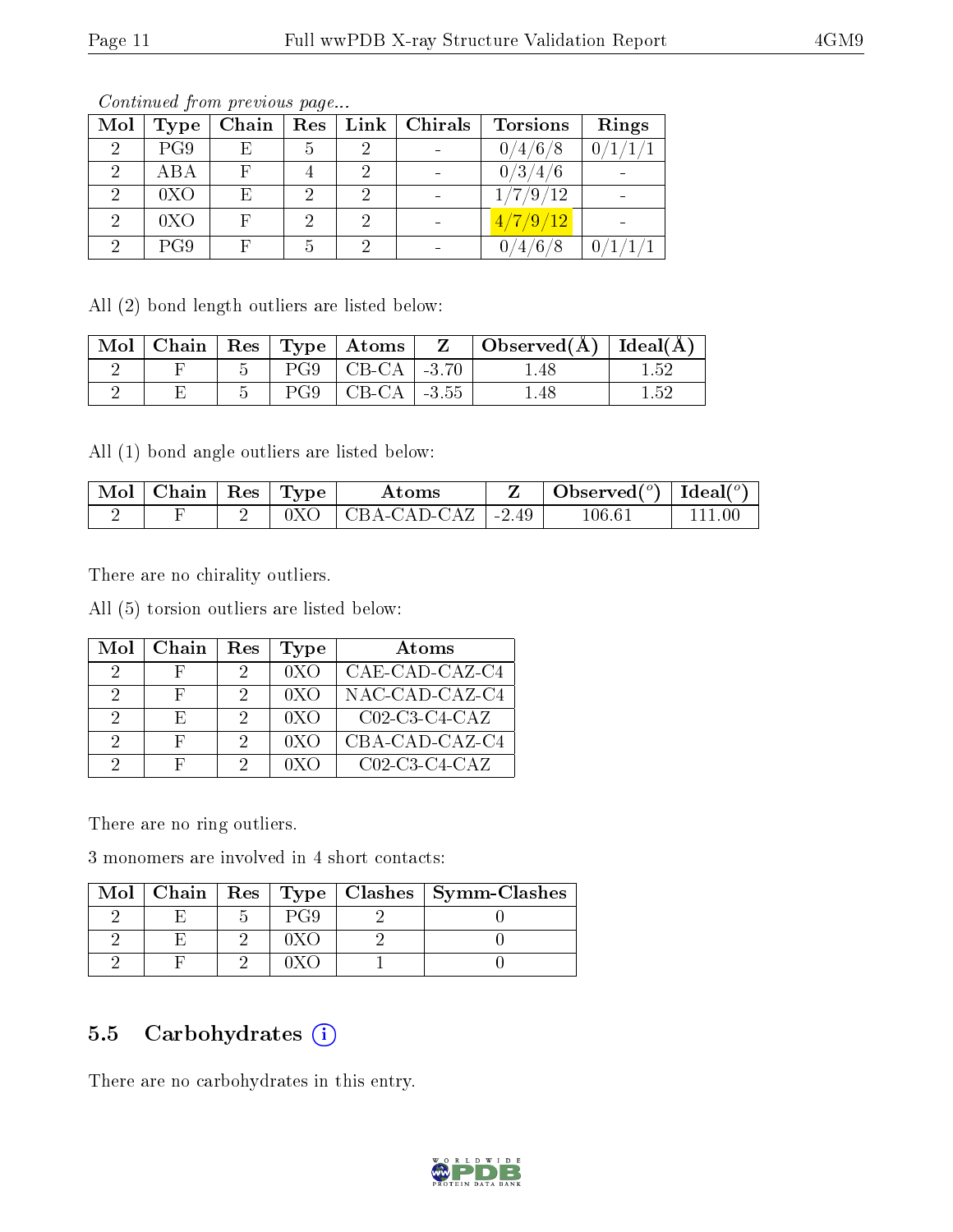*Continued from previous page...*

| Mol | Type | Chain | Res | Link | Chirals | Torsions | Rings |
|---|---|---|---|---|---|---|---|
| 2 | PG9 | E | 5 | 2 | - | 0/4/6/8 | 0/1/1/1 |
| 2 | ABA | F | 4 | 2 | - | 0/3/4/6 | - |
| 2 | 0XO | E | 2 | 2 | - | 1/7/9/12 | - |
| 2 | 0XO | F | 2 | 2 | - | 4/7/9/12 | - |
| 2 | PG9 | F | 5 | 2 | - | 0/4/6/8 | 0/1/1/1 |

All (2) bond length outliers are listed below:

| Mol | Chain | Res | Type | Atoms | Z | Observed(Å) | Ideal(Å) |
|---|---|---|---|---|---|---|---|
| 2 | F | 5 | PG9 | CB-CA | -3.70 | 1.48 | 1.52 |
| 2 | E | 5 | PG9 | CB-CA | -3.55 | 1.48 | 1.52 |

All (1) bond angle outliers are listed below:

| Mol | Chain | Res | Type | Atoms | Z | Observed(°) | Ideal(°) |
|---|---|---|---|---|---|---|---|
| 2 | F | 2 | 0XO | CBA-CAD-CAZ | -2.49 | 106.61 | 111.00 |

There are no chirality outliers.

All (5) torsion outliers are listed below:

| Mol | Chain | Res | Type | Atoms |
|---|---|---|---|---|
| 2 | F | 2 | 0XO | CAE-CAD-CAZ-C4 |
| 2 | F | 2 | 0XO | NAC-CAD-CAZ-C4 |
| 2 | E | 2 | 0XO | C02-C3-C4-CAZ |
| 2 | F | 2 | 0XO | CBA-CAD-CAZ-C4 |
| 2 | F | 2 | 0XO | C02-C3-C4-CAZ |

There are no ring outliers.

3 monomers are involved in 4 short contacts:

| Mol | Chain | Res | Type | Clashes | Symm-Clashes |
|---|---|---|---|---|---|
| 2 | E | 5 | PG9 | 2 | 0 |
| 2 | E | 2 | 0XO | 2 | 0 |
| 2 | F | 2 | 0XO | 1 | 0 |

## 5.5 Carbohydrates (i)

There are no carbohydrates in this entry.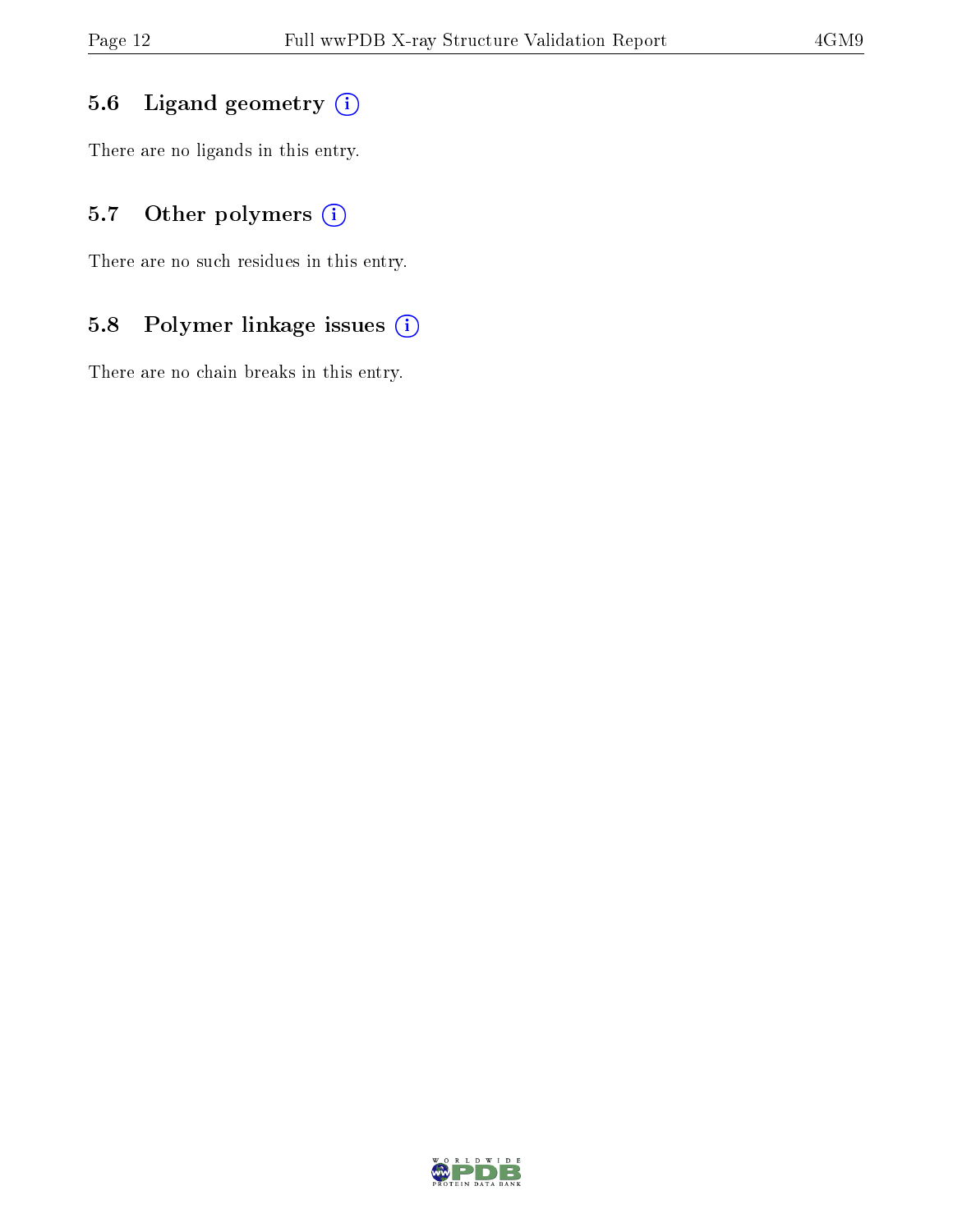### 5.6 Ligand geometry

There are no ligands in this entry.

### 5.7 Other polymers

There are no such residues in this entry.

### 5.8 Polymer linkage issues

There are no chain breaks in this entry.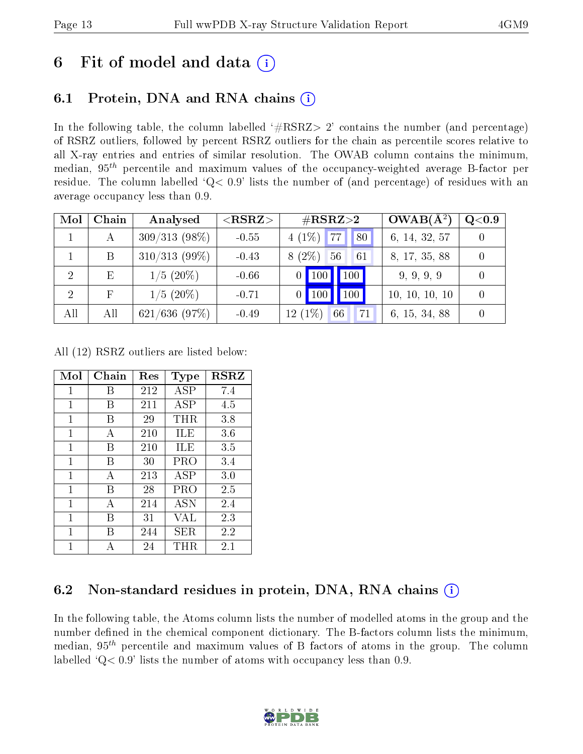# 6 Fit of model and data

## 6.1 Protein, DNA and RNA chains

In the following table, the column labelled '#RSRZ> 2' contains the number (and percentage) of RSRZ outliers, followed by percent RSRZ outliers for the chain as percentile scores relative to all X-ray entries and entries of similar resolution. The OWAB column contains the minimum, median, $95^{th}$ percentile and maximum values of the occupancy-weighted average B-factor per residue. The column labelled 'Q< 0.9' lists the number of (and percentage) of residues with an average occupancy less than 0.9.

| Mol | Chain | Analysed | <RSRZ> | #RSRZ>2 | | | OWAB(Å$^2$) | Q<0.9 |
|---|---|---|---|---|---|---|---|---|
| 1 | A | 309/313 (98%) | -0.55 | 4 (1%) | 77 | 80 | 6, 14, 32, 57 | 0 |
| 1 | B | 310/313 (99%) | -0.43 | 8 (2%) | 56 | 61 | 8, 17, 35, 88 | 0 |
| 2 | E | 1/5 (20%) | -0.66 | 0 | 100 | 100 | 9, 9, 9, 9 | 0 |
| 2 | F | 1/5 (20%) | -0.71 | 0 | 100 | 100 | 10, 10, 10, 10 | 0 |
| All | All | 621/636 (97%) | -0.49 | 12 (1%) | 66 | 71 | 6, 15, 34, 88 | 0 |

All (12) RSRZ outliers are listed below:

| Mol | Chain | Res | Type | RSRZ |
|---|---|---|---|---|
| 1 | B | 212 | ASP | 7.4 |
| 1 | B | 211 | ASP | 4.5 |
| 1 | B | 29 | THR | 3.8 |
| 1 | A | 210 | ILE | 3.6 |
| 1 | B | 210 | ILE | 3.5 |
| 1 | B | 30 | PRO | 3.4 |
| 1 | A | 213 | ASP | 3.0 |
| 1 | B | 28 | PRO | 2.5 |
| 1 | A | 214 | ASN | 2.4 |
| 1 | B | 31 | VAL | 2.3 |
| 1 | B | 244 | SER | 2.2 |
| 1 | A | 24 | THR | 2.1 |

## 6.2 Non-standard residues in protein, DNA, RNA chains

In the following table, the Atoms column lists the number of modelled atoms in the group and the number defined in the chemical component dictionary. The B-factors column lists the minimum, median, $95^{th}$ percentile and maximum values of B factors of atoms in the group. The column labelled 'Q< 0.9' lists the number of atoms with occupancy less than 0.9.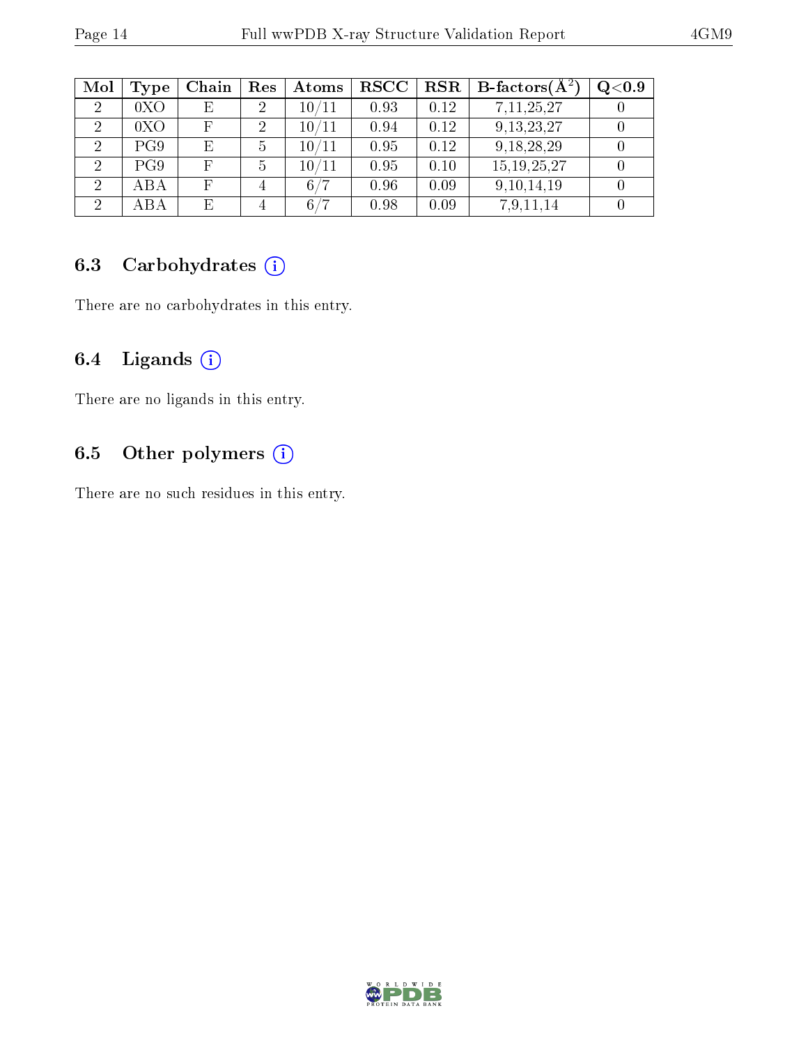| Mol | Type | Chain | Res | Atoms | RSCC | RSR | B-factors($Å^2$) | Q<0.9 |
|---|---|---|---|---|---|---|---|---|
| 2 | 0XO | E | 2 | 10/11 | 0.93 | 0.12 | 7,11,25,27 | 0 |
| 2 | 0XO | F | 2 | 10/11 | 0.94 | 0.12 | 9,13,23,27 | 0 |
| 2 | PG9 | E | 5 | 10/11 | 0.95 | 0.12 | 9,18,28,29 | 0 |
| 2 | PG9 | F | 5 | 10/11 | 0.95 | 0.10 | 15,19,25,27 | 0 |
| 2 | ABA | F | 4 | 6/7 | 0.96 | 0.09 | 9,10,14,19 | 0 |
| 2 | ABA | E | 4 | 6/7 | 0.98 | 0.09 | 7,9,11,14 | 0 |

### 6.3 Carbohydrates (i)

There are no carbohydrates in this entry.

### 6.4 Ligands (i)

There are no ligands in this entry.

### 6.5 Other polymers (i)

There are no such residues in this entry.